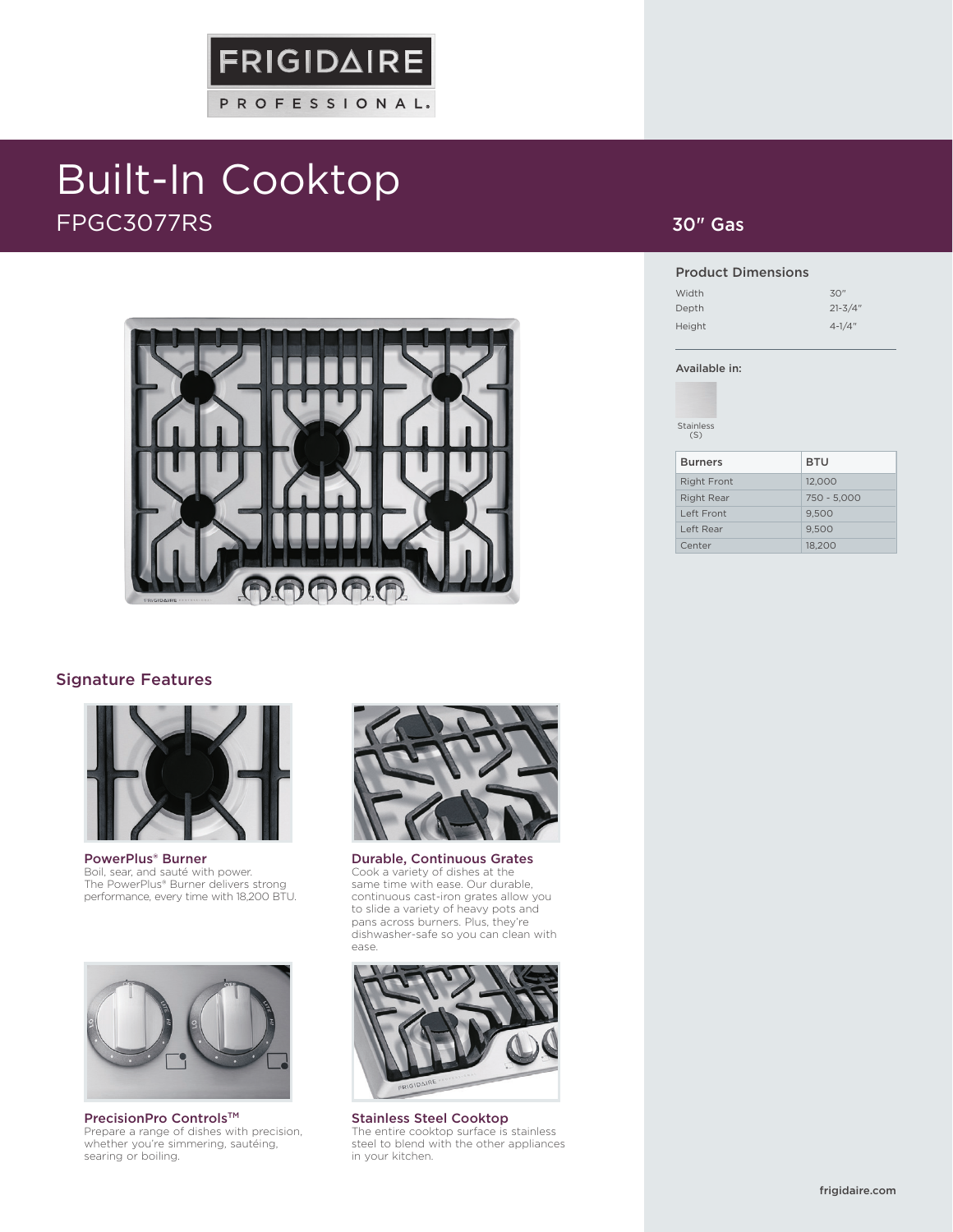FRIGIDAIRE PROFESSIONAL.

# Built-In Cooktop

## FPGC3077RS

## 30" Gas

### Product Dimensions

| | |
|---|---|
| Width | 30" |
| Depth | 21-3/4" |
| Height | 4-1/4" |

**Available in:**

Stainless (S)

| Burners | BTU |
|---|---|
| Right Front | 12,000 |
| Right Rear | 750 - 5,000 |
| Left Front | 9,500 |
| Left Rear | 9,500 |
| Center | 18,200 |

## Signature Features

### PowerPlus® Burner

Boil, sear, and sauté with power. The PowerPlus® Burner delivers strong performance, every time with 18,200 BTU.

### Durable, Continuous Grates

Cook a variety of dishes at the same time with ease. Our durable, continuous cast-iron grates allow you to slide a variety of heavy pots and pans across burners. Plus, they're dishwasher-safe so you can clean with ease.

### PrecisionPro Controls™

Prepare a range of dishes with precision, whether you're simmering, sautéing, searing or boiling.

### Stainless Steel Cooktop

The entire cooktop surface is stainless steel to blend with the other appliances in your kitchen.

frigidaire.com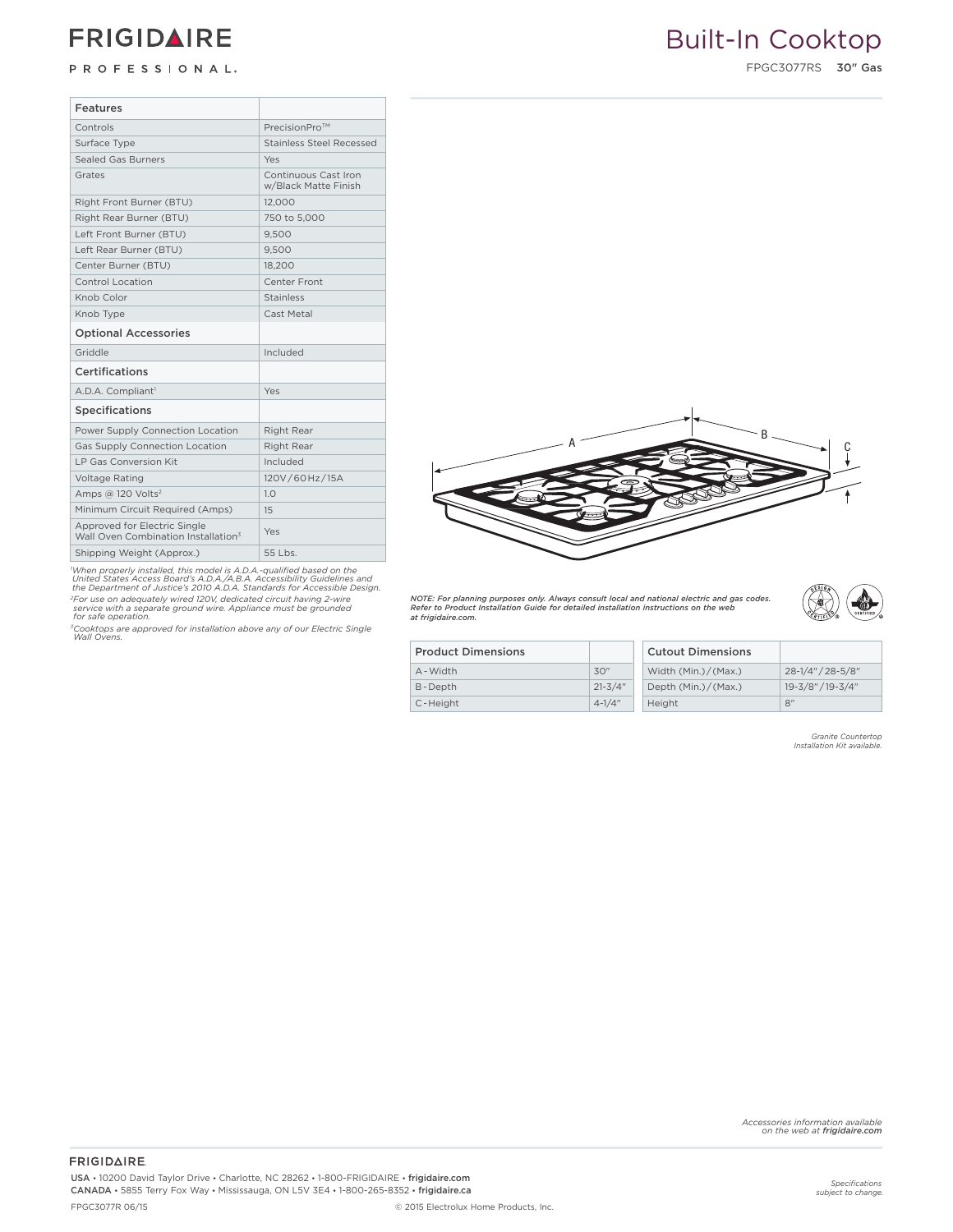# FRIGIDAIRE PROFESSIONAL

# Built-In Cooktop

FPGC3077RS **30" Gas**

| Features | |
|---|---|
| Controls | PrecisionPro™ |
| Surface Type | Stainless Steel Recessed |
| Sealed Gas Burners | Yes |
| Grates | Continuous Cast Iron w/Black Matte Finish |
| Right Front Burner (BTU) | 12,000 |
| Right Rear Burner (BTU) | 750 to 5,000 |
| Left Front Burner (BTU) | 9,500 |
| Left Rear Burner (BTU) | 9,500 |
| Center Burner (BTU) | 18,200 |
| Control Location | Center Front |
| Knob Color | Stainless |
| Knob Type | Cast Metal |
| **Optional Accessories** | |
| Griddle | Included |
| **Certifications** | |
| A.D.A. Compliant[1] | Yes |
| **Specifications** | |
| Power Supply Connection Location | Right Rear |
| Gas Supply Connection Location | Right Rear |
| LP Gas Conversion Kit | Included |
| Voltage Rating | 120V / 60 Hz / 15A |
| Amps @ 120 Volts[2] | 1.0 |
| Minimum Circuit Required (Amps) | 15 |
| Approved for Electric Single Wall Oven Combination Installation[3] | Yes |
| Shipping Weight (Approx.) | 55 Lbs. |

*[1]When properly installed, this model is A.D.A.-qualified based on the United States Access Board's A.D.A./A.B.A. Accessibility Guidelines and the Department of Justice's 2010 A.D.A. Standards for Accessible Design.*

*[2]For use on adequately wired 120V, dedicated circuit having 2-wire service with a separate ground wire. Appliance must be grounded for safe operation.*

*[3]Cooktops are approved for installation above any of our Electric Single Wall Ovens.*

***NOTE: For planning purposes only. Always consult local and national electric and gas codes. Refer to Product Installation Guide for detailed installation instructions on the web at frigidaire.com.***

| Product Dimensions | |
|---|---|
| A - Width | 30" |
| B - Depth | 21-3/4" |
| C - Height | 4-1/4" |

| Cutout Dimensions | |
|---|---|
| Width (Min.) / (Max.) | 28-1/4" / 28-5/8" |
| Depth (Min.) / (Max.) | 19-3/8" / 19-3/4" |
| Height | 8" |

*Granite Countertop Installation Kit available.*

*Accessories information available on the web at **frigidaire.com***

FRIGIDAIRE.

USA • 10200 David Taylor Drive • Charlotte, NC 28262 • 1-800-FRIGIDAIRE • frigidaire.com
CANADA • 5855 Terry Fox Way • Mississauga, ON L5V 3E4 • 1-800-265-8352 • frigidaire.ca

*Specifications subject to change.*

FPGC3077R 06/15

© 2015 Electrolux Home Products, Inc.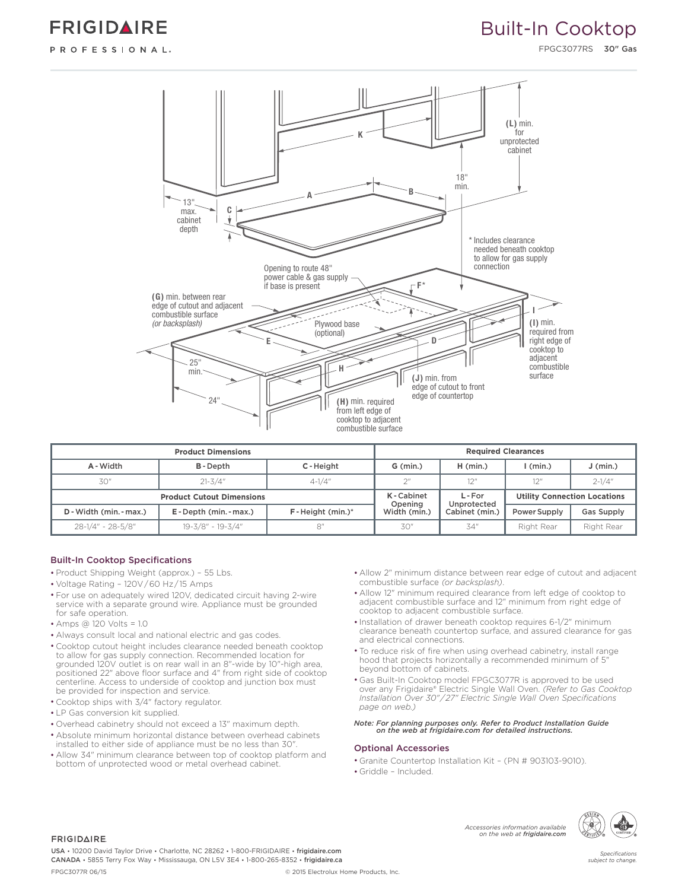# Built-In Cooktop

FPGC3077RS **30" Gas**

(L) min. for unprotected cabinet

K

18" min.

13" max. cabinet depth

A

B

C

* Includes clearance needed beneath cooktop to allow for gas supply connection

Opening to route 48" power cable & gas supply if base is present

F*

(G) min. between rear edge of cutout and adjacent combustible surface *(or backsplash)*

Plywood base (optional)

E

D

I

(I) min. required from right edge of cooktop to adjacent combustible surface

25" min.

H

24"

(J) min. from edge of cutout to front edge of countertop

(H) min. required from left edge of cooktop to adjacent combustible surface

| Product Dimensions | | | Required Clearances | | | |
|---|---|---|---|---|---|---|
| **A - Width** | **B - Depth** | **C - Height** | **G (min.)** | **H (min.)** | **I (min.)** | **J (min.)** |
| 30" | 21-3/4" | 4-1/4" | 2" | 12" | 12" | 2-1/4" |
| **Product Cutout Dimensions** | | | **K - Cabinet Opening Width (min.)** | **L - For Unprotected Cabinet (min.)** | **Utility Connection Locations** | |
| **D - Width (min. - max.)** | **E - Depth (min. - max.)** | **F - Height (min.)*** | | | **Power Supply** | **Gas Supply** |
| 28-1/4" - 28-5/8" | 19-3/8" - 19-3/4" | 8" | 30" | 34" | Right Rear | Right Rear |

## Built-In Cooktop Specifications

- Product Shipping Weight (approx.) – 55 Lbs.
- Voltage Rating – 120V / 60 Hz / 15 Amps
- For use on adequately wired 120V, dedicated circuit having 2-wire service with a separate ground wire. Appliance must be grounded for safe operation.
- Amps @ 120 Volts = 1.0
- Always consult local and national electric and gas codes.
- Cooktop cutout height includes clearance needed beneath cooktop to allow for gas supply connection. Recommended location for grounded 120V outlet is on rear wall in an 8"-wide by 10"-high area, positioned 22" above floor surface and 4" from right side of cooktop centerline. Access to underside of cooktop and junction box must be provided for inspection and service.
- Cooktop ships with 3/4" factory regulator.
- LP Gas conversion kit supplied.
- Overhead cabinetry should not exceed a 13" maximum depth.
- Absolute minimum horizontal distance between overhead cabinets installed to either side of appliance must be no less than 30".
- Allow 34" minimum clearance between top of cooktop platform and bottom of unprotected wood or metal overhead cabinet.
- Allow 2" minimum distance between rear edge of cutout and adjacent combustible surface *(or backsplash)*.
- Allow 12" minimum required clearance from left edge of cooktop to adjacent combustible surface and 12" minimum from right edge of cooktop to adjacent combustible surface.
- Installation of drawer beneath cooktop requires 6-1/2" minimum clearance beneath countertop surface, and assured clearance for gas and electrical connections.
- To reduce risk of fire when using overhead cabinetry, install range hood that projects horizontally a recommended minimum of 5" beyond bottom of cabinets.
- Gas Built-In Cooktop model FPGC3077R is approved to be used over any Frigidaire® Electric Single Wall Oven. *(Refer to Gas Cooktop Installation Over 30"/27" Electric Single Wall Oven Specifications page on web.)*

***Note: For planning purposes only. Refer to Product Installation Guide on the web at frigidaire.com for detailed instructions.***

## Optional Accessories

- Granite Countertop Installation Kit – (PN # 903103-9010).
- Griddle – Included.

*Accessories information available on the web at **frigidaire.com***

FRIGIDAIRE

USA • 10200 David Taylor Drive • Charlotte, NC 28262 • 1-800-FRIGIDAIRE • **frigidaire.com**
CANADA • 5855 Terry Fox Way • Mississauga, ON L5V 3E4 • 1-800-265-8352 • **frigidaire.ca**

*Specifications subject to change.*

FPGC3077R 06/15 © 2015 Electrolux Home Products, Inc.